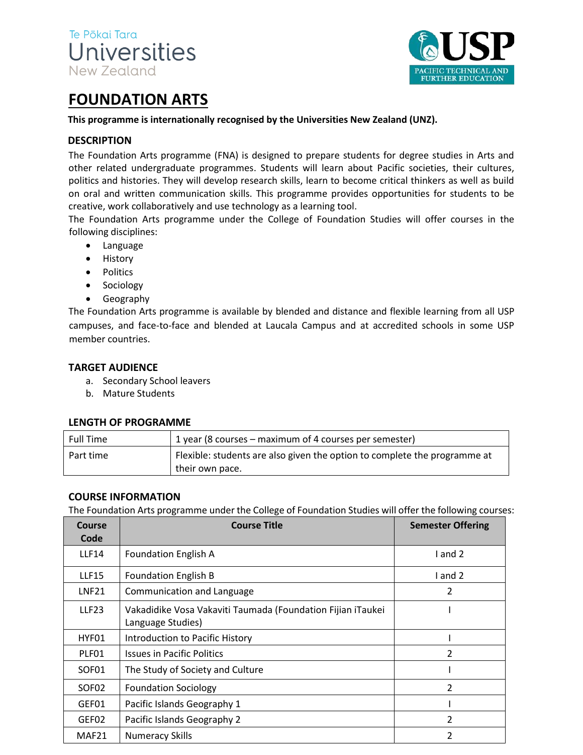Te Pōkai Tara
Universities
New Zealand

USP
PACIFIC TECHNICAL AND FURTHER EDUCATION

# FOUNDATION ARTS

**This programme is internationally recognised by the Universities New Zealand (UNZ).**

## DESCRIPTION

The Foundation Arts programme (FNA) is designed to prepare students for degree studies in Arts and other related undergraduate programmes. Students will learn about Pacific societies, their cultures, politics and histories. They will develop research skills, learn to become critical thinkers as well as build on oral and written communication skills. This programme provides opportunities for students to be creative, work collaboratively and use technology as a learning tool.

The Foundation Arts programme under the College of Foundation Studies will offer courses in the following disciplines:

- Language
- History
- Politics
- Sociology
- Geography

The Foundation Arts programme is available by blended and distance and flexible learning from all USP campuses, and face-to-face and blended at Laucala Campus and at accredited schools in some USP member countries.

## TARGET AUDIENCE

a. Secondary School leavers
b. Mature Students

## LENGTH OF PROGRAMME

| | |
|---|---|
| Full Time | 1 year (8 courses – maximum of 4 courses per semester) |
| Part time | Flexible: students are also given the option to complete the programme at their own pace. |

## COURSE INFORMATION

The Foundation Arts programme under the College of Foundation Studies will offer the following courses:

| Course Code | Course Title | Semester Offering |
|---|---|---|
| LLF14 | Foundation English A | I and 2 |
| LLF15 | Foundation English B | I and 2 |
| LNF21 | Communication and Language | 2 |
| LLF23 | Vakadidike Vosa Vakaviti Taumada (Foundation Fijian iTaukei Language Studies) | I |
| HYF01 | Introduction to Pacific History | I |
| PLF01 | Issues in Pacific Politics | 2 |
| SOF01 | The Study of Society and Culture | I |
| SOF02 | Foundation Sociology | 2 |
| GEF01 | Pacific Islands Geography 1 | I |
| GEF02 | Pacific Islands Geography 2 | 2 |
| MAF21 | Numeracy Skills | 2 |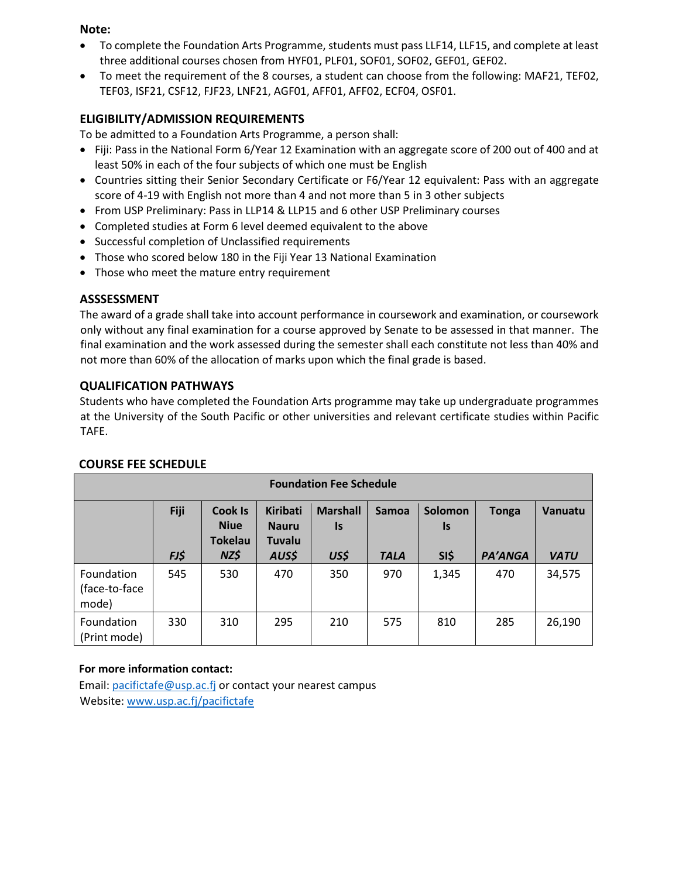**Note:**

- To complete the Foundation Arts Programme, students must pass LLF14, LLF15, and complete at least three additional courses chosen from HYF01, PLF01, SOF01, SOF02, GEF01, GEF02.
- To meet the requirement of the 8 courses, a student can choose from the following: MAF21, TEF02, TEF03, ISF21, CSF12, FJF23, LNF21, AGF01, AFF01, AFF02, ECF04, OSF01.

## ELIGIBILITY/ADMISSION REQUIREMENTS

To be admitted to a Foundation Arts Programme, a person shall:

- Fiji: Pass in the National Form 6/Year 12 Examination with an aggregate score of 200 out of 400 and at least 50% in each of the four subjects of which one must be English
- Countries sitting their Senior Secondary Certificate or F6/Year 12 equivalent: Pass with an aggregate score of 4-19 with English not more than 4 and not more than 5 in 3 other subjects
- From USP Preliminary: Pass in LLP14 & LLP15 and 6 other USP Preliminary courses
- Completed studies at Form 6 level deemed equivalent to the above
- Successful completion of Unclassified requirements
- Those who scored below 180 in the Fiji Year 13 National Examination
- Those who meet the mature entry requirement

## ASSSESSMENT

The award of a grade shall take into account performance in coursework and examination, or coursework only without any final examination for a course approved by Senate to be assessed in that manner. The final examination and the work assessed during the semester shall each constitute not less than 40% and not more than 60% of the allocation of marks upon which the final grade is based.

## QUALIFICATION PATHWAYS

Students who have completed the Foundation Arts programme may take up undergraduate programmes at the University of the South Pacific or other universities and relevant certificate studies within Pacific TAFE.

## COURSE FEE SCHEDULE

| Foundation Fee Schedule | | | | | | | | |
|---|---|---|---|---|---|---|---|---|
| | Fiji *FJ$* | Cook Is Niue Tokelau *NZ$* | Kiribati Nauru Tuvalu *AUS$* | Marshall Is *US$* | Samoa *TALA* | Solomon Is SI$ | Tonga *PA'ANGA* | Vanuatu *VATU* |
| Foundation (face-to-face mode) | 545 | 530 | 470 | 350 | 970 | 1,345 | 470 | 34,575 |
| Foundation (Print mode) | 330 | 310 | 295 | 210 | 575 | 810 | 285 | 26,190 |

**For more information contact:**

Email: pacifictafe@usp.ac.fj or contact your nearest campus

Website: www.usp.ac.fj/pacifictafe